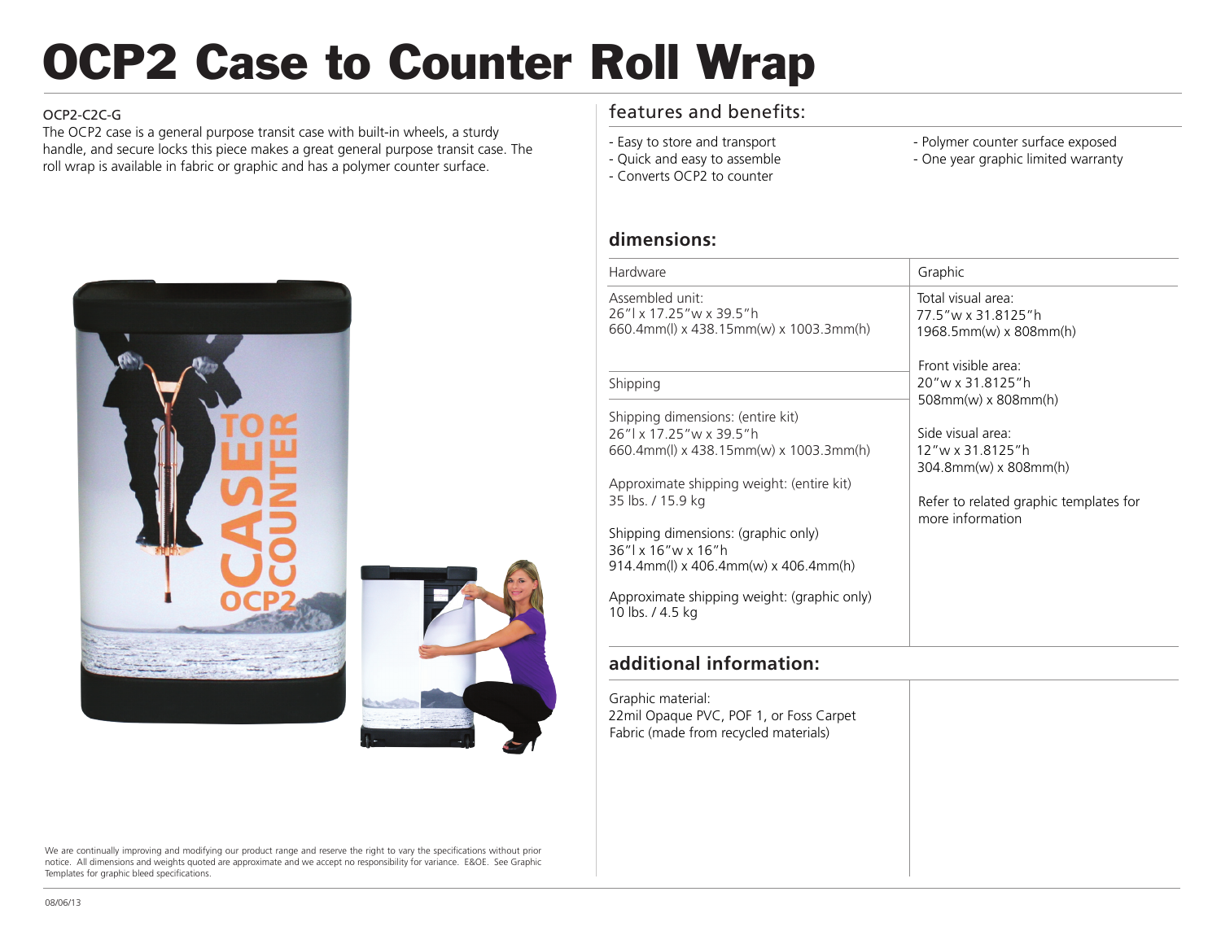# OCP2 Case to Counter Roll Wrap

OCP2-C2C-G

The OCP2 case is a general purpose transit case with built-in wheels, a sturdy handle, and secure locks this piece makes a great general purpose transit case. The roll wrap is available in fabric or graphic and has a polymer counter surface.

## features and benefits:

- Easy to store and transport
- Quick and easy to assemble
- Converts OCP2 to counter
- Polymer counter surface exposed
- One year graphic limited warranty

## dimensions:

| Hardware | Graphic |
|---|---|
| Assembled unit:<br>26"l x 17.25"w x 39.5"h<br>660.4mm(l) x 438.15mm(w) x 1003.3mm(h) | Total visual area:<br>77.5"w x 31.8125"h<br>1968.5mm(w) x 808mm(h)<br><br>Front visible area:<br>20"w x 31.8125"h<br>508mm(w) x 808mm(h)<br><br>Side visual area:<br>12"w x 31.8125"h<br>304.8mm(w) x 808mm(h)<br><br>Refer to related graphic templates for more information |
| **Shipping** | |
| Shipping dimensions: (entire kit)<br>26"l x 17.25"w x 39.5"h<br>660.4mm(l) x 438.15mm(w) x 1003.3mm(h)<br><br>Approximate shipping weight: (entire kit)<br>35 lbs. / 15.9 kg<br><br>Shipping dimensions: (graphic only)<br>36"l x 16"w x 16"h<br>914.4mm(l) x 406.4mm(w) x 406.4mm(h)<br><br>Approximate shipping weight: (graphic only)<br>10 lbs. / 4.5 kg | |

## additional information:

Graphic material:
22mil Opaque PVC, POF 1, or Foss Carpet Fabric (made from recycled materials)

We are continually improving and modifying our product range and reserve the right to vary the specifications without prior notice. All dimensions and weights quoted are approximate and we accept no responsibility for variance. E&OE. See Graphic Templates for graphic bleed specifications.

08/06/13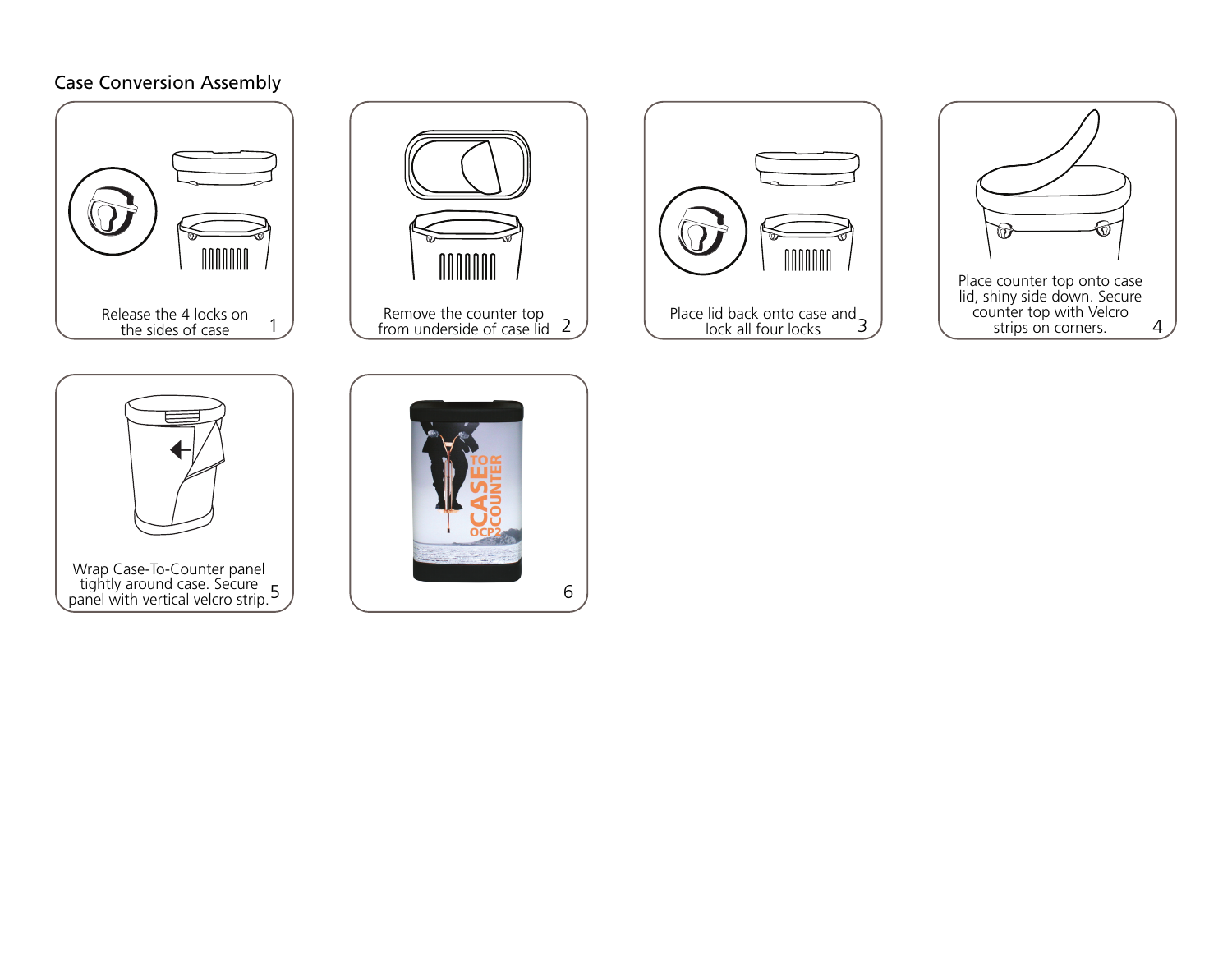## Case Conversion Assembly

Release the 4 locks on the sides of case 1

Remove the counter top from underside of case lid 2

Place lid back onto case and lock all four locks 3

Place counter top onto case lid, shiny side down. Secure counter top with Velcro strips on corners. 4

Wrap Case-To-Counter panel tightly around case. Secure panel with vertical velcro strip. 5

6